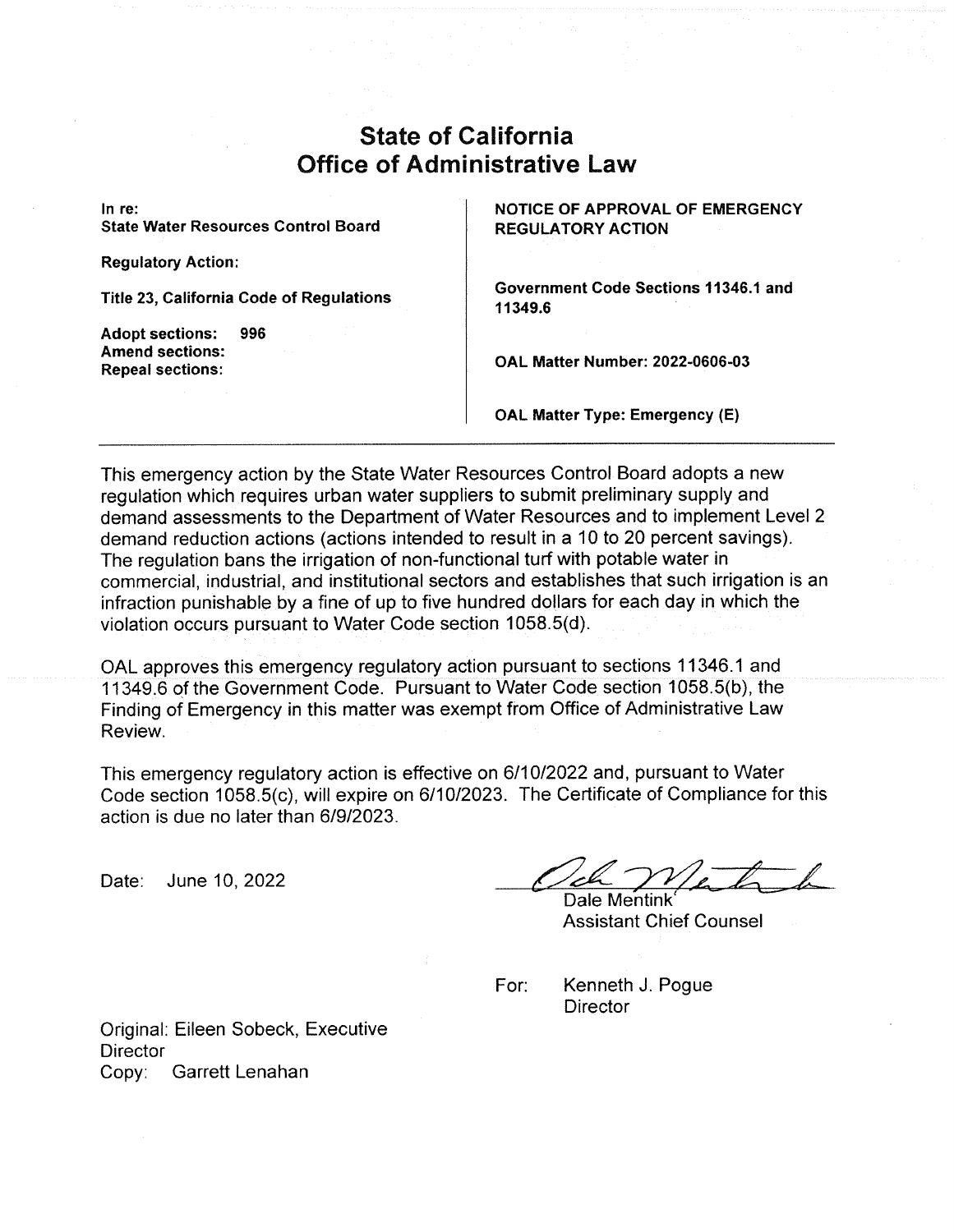# State of California
# Office of Administrative Law

| | |
|---|---|
| **In re:**<br>**State Water Resources Control Board** | **NOTICE OF APPROVAL OF EMERGENCY REGULATORY ACTION** |
| **Regulatory Action:** | |
| **Title 23, California Code of Regulations** | **Government Code Sections 11346.1 and 11349.6** |
| **Adopt sections: 996**<br>**Amend sections:**<br>**Repeal sections:** | **OAL Matter Number: 2022-0606-03** |
| | **OAL Matter Type: Emergency (E)** |

This emergency action by the State Water Resources Control Board adopts a new regulation which requires urban water suppliers to submit preliminary supply and demand assessments to the Department of Water Resources and to implement Level 2 demand reduction actions (actions intended to result in a 10 to 20 percent savings). The regulation bans the irrigation of non-functional turf with potable water in commercial, industrial, and institutional sectors and establishes that such irrigation is an infraction punishable by a fine of up to five hundred dollars for each day in which the violation occurs pursuant to Water Code section 1058.5(d).

OAL approves this emergency regulatory action pursuant to sections 11346.1 and 11349.6 of the Government Code. Pursuant to Water Code section 1058.5(b), the Finding of Emergency in this matter was exempt from Office of Administrative Law Review.

This emergency regulatory action is effective on 6/10/2022 and, pursuant to Water Code section 1058.5(c), will expire on 6/10/2023. The Certificate of Compliance for this action is due no later than 6/9/2023.

Date: June 10, 2022

Dale Mentink
Assistant Chief Counsel

For: Kenneth J. Pogue
Director

Original: Eileen Sobeck, Executive Director
Copy: Garrett Lenahan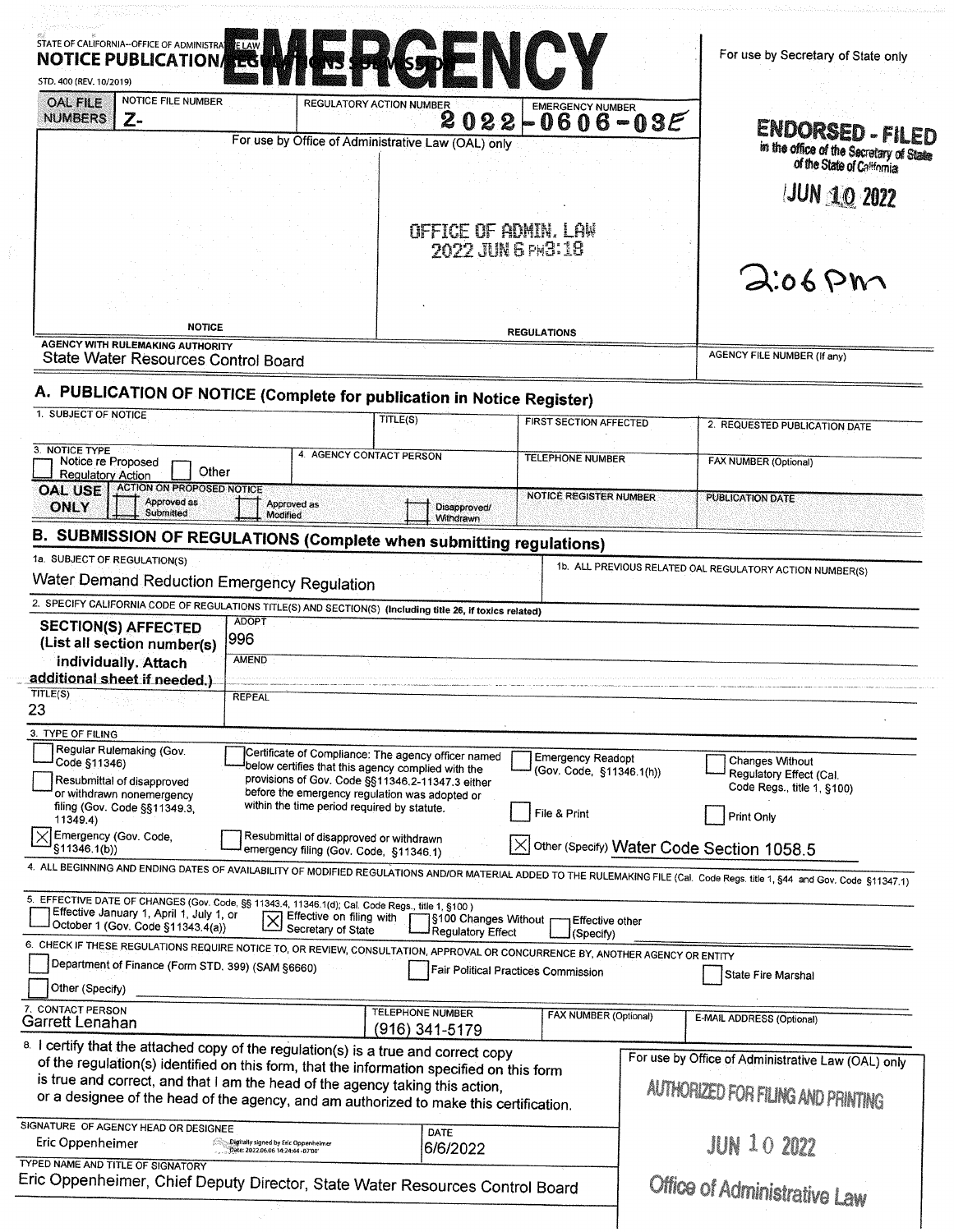# EMERGENCY

STATE OF CALIFORNIA--OFFICE OF ADMINISTRATIVE LAW

**NOTICE PUBLICATION/REGULATIONS SUBMISSION**

STD. 400 (REV. 10/2019)

For use by Secretary of State only

| OAL FILE NUMBERS | NOTICE FILE NUMBER | REGULATORY ACTION NUMBER | EMERGENCY NUMBER |
|---|---|---|---|
| | Z- | | 2022-0606-03E |

For use by Office of Administrative Law (OAL) only

OFFICE OF ADMIN. LAW
2022 JUN 6 PM3:18

NOTICE | REGULATIONS

**ENDORSED - FILED**
in the office of the Secretary of State of the State of California

JUN 10 2022

2:06 PM

AGENCY WITH RULEMAKING AUTHORITY
State Water Resources Control Board

AGENCY FILE NUMBER (If any)

## A. PUBLICATION OF NOTICE (Complete for publication in Notice Register)

| 1. SUBJECT OF NOTICE | TITLE(S) | FIRST SECTION AFFECTED | 2. REQUESTED PUBLICATION DATE |
|---|---|---|---|
| | | | |

| 3. NOTICE TYPE | 4. AGENCY CONTACT PERSON | TELEPHONE NUMBER | FAX NUMBER (Optional) |
|---|---|---|---|
| ☐ Notice re Proposed Regulatory Action ☐ Other | | | |

| OAL USE ONLY | ACTION ON PROPOSED NOTICE | NOTICE REGISTER NUMBER | PUBLICATION DATE |
|---|---|---|---|
| | ☐ Approved as Submitted ☐ Approved as Modified ☐ Disapproved/ Withdrawn | | |

## B. SUBMISSION OF REGULATIONS (Complete when submitting regulations)

1a. SUBJECT OF REGULATION(S)
Water Demand Reduction Emergency Regulation

1b. ALL PREVIOUS RELATED OAL REGULATORY ACTION NUMBER(S)

2. SPECIFY CALIFORNIA CODE OF REGULATIONS TITLE(S) AND SECTION(S) (Including title 26, if toxics related)

| **SECTION(S) AFFECTED** (List all section number(s) individually. Attach additional sheet if needed.) | ADOPT 996 |
|---|---|
| | AMEND |
| TITLE(S) 23 | REPEAL |

3. TYPE OF FILING

- ☐ Regular Rulemaking (Gov. Code §11346)
- ☐ Resubmittal of disapproved or withdrawn nonemergency filing (Gov. Code §§11349.3, 11349.4)
- ☒ Emergency (Gov. Code, §11346.1(b))
- ☐ Certificate of Compliance: The agency officer named below certifies that this agency complied with the provisions of Gov. Code §§11346.2-11347.3 either before the emergency regulation was adopted or within the time period required by statute.
- ☐ Resubmittal of disapproved or withdrawn emergency filing (Gov. Code, §11346.1)
- ☐ Emergency Readopt (Gov. Code, §11346.1(h))
- ☐ File & Print
- ☒ Other (Specify) Water Code Section 1058.5
- ☐ Changes Without Regulatory Effect (Cal. Code Regs., title 1, §100)
- ☐ Print Only

4. ALL BEGINNING AND ENDING DATES OF AVAILABILITY OF MODIFIED REGULATIONS AND/OR MATERIAL ADDED TO THE RULEMAKING FILE (Cal. Code Regs. title 1, §44 and Gov. Code §11347.1)

5. EFFECTIVE DATE OF CHANGES (Gov. Code, §§ 11343.4, 11346.1(d); Cal. Code Regs., title 1, §100)

- ☐ Effective January 1, April 1, July 1, or October 1 (Gov. Code §11343.4(a))
- ☒ Effective on filing with Secretary of State
- ☐ §100 Changes Without Regulatory Effect
- ☐ Effective other (Specify)

6. CHECK IF THESE REGULATIONS REQUIRE NOTICE TO, OR REVIEW, CONSULTATION, APPROVAL OR CONCURRENCE BY, ANOTHER AGENCY OR ENTITY

- ☐ Department of Finance (Form STD. 399) (SAM §6660)
- ☐ Fair Political Practices Commission
- ☐ State Fire Marshal
- ☐ Other (Specify)

| 7. CONTACT PERSON | TELEPHONE NUMBER | FAX NUMBER (Optional) | E-MAIL ADDRESS (Optional) |
|---|---|---|---|
| Garrett Lenahan | (916) 341-5179 | | |

8. I certify that the attached copy of the regulation(s) is a true and correct copy of the regulation(s) identified on this form, that the information specified on this form is true and correct, and that I am the head of the agency taking this action, or a designee of the head of the agency, and am authorized to make this certification.

SIGNATURE OF AGENCY HEAD OR DESIGNEE
Eric Oppenheimer (Digitally signed by Eric Oppenheimer Date: 2022.06.06 14:24:44 -07'00')

DATE
6/6/2022

TYPED NAME AND TITLE OF SIGNATORY
Eric Oppenheimer, Chief Deputy Director, State Water Resources Control Board

For use by Office of Administrative Law (OAL) only

AUTHORIZED FOR FILING AND PRINTING

JUN 10 2022

Office of Administrative Law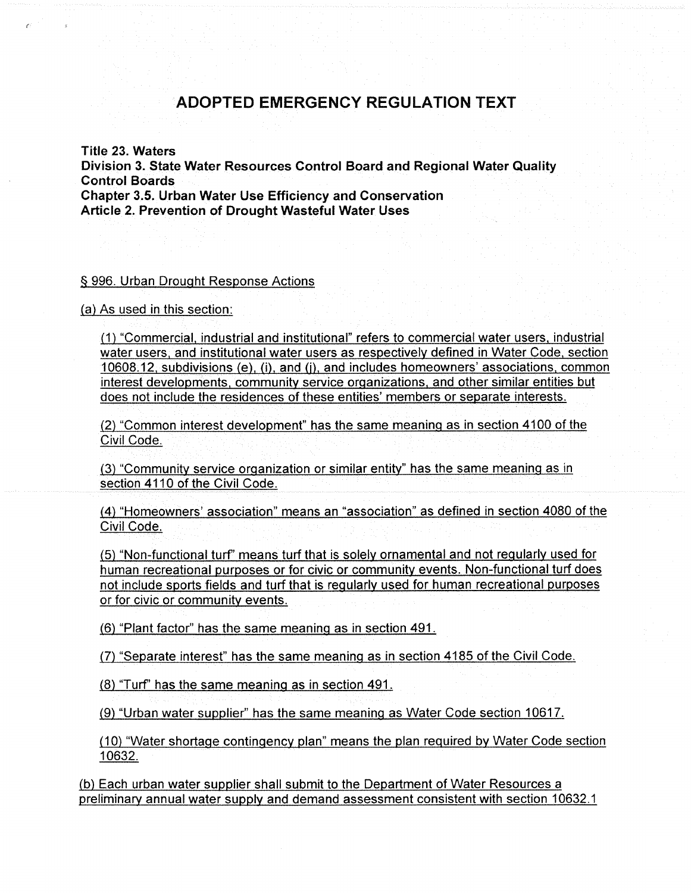# ADOPTED EMERGENCY REGULATION TEXT

**Title 23. Waters**
**Division 3. State Water Resources Control Board and Regional Water Quality Control Boards**
**Chapter 3.5. Urban Water Use Efficiency and Conservation**
**Article 2. Prevention of Drought Wasteful Water Uses**

§ 996. Urban Drought Response Actions

(a) As used in this section:

(1) "Commercial, industrial and institutional" refers to commercial water users, industrial water users, and institutional water users as respectively defined in Water Code, section 10608.12, subdivisions (e), (i), and (j), and includes homeowners' associations, common interest developments, community service organizations, and other similar entities but does not include the residences of these entities' members or separate interests.

(2) "Common interest development" has the same meaning as in section 4100 of the Civil Code.

(3) "Community service organization or similar entity" has the same meaning as in section 4110 of the Civil Code.

(4) "Homeowners' association" means an "association" as defined in section 4080 of the Civil Code.

(5) "Non-functional turf" means turf that is solely ornamental and not regularly used for human recreational purposes or for civic or community events. Non-functional turf does not include sports fields and turf that is regularly used for human recreational purposes or for civic or community events.

(6) "Plant factor" has the same meaning as in section 491.

(7) "Separate interest" has the same meaning as in section 4185 of the Civil Code.

(8) "Turf" has the same meaning as in section 491.

(9) "Urban water supplier" has the same meaning as Water Code section 10617.

(10) "Water shortage contingency plan" means the plan required by Water Code section 10632.

(b) Each urban water supplier shall submit to the Department of Water Resources a preliminary annual water supply and demand assessment consistent with section 10632.1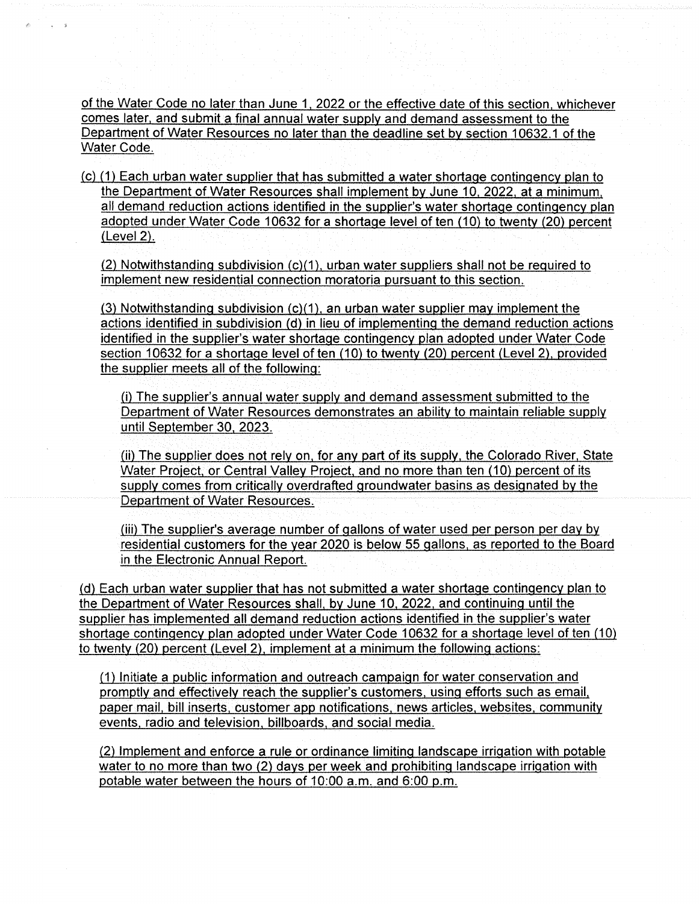of the Water Code no later than June 1, 2022 or the effective date of this section, whichever comes later, and submit a final annual water supply and demand assessment to the Department of Water Resources no later than the deadline set by section 10632.1 of the Water Code.

(c) (1) Each urban water supplier that has submitted a water shortage contingency plan to the Department of Water Resources shall implement by June 10, 2022, at a minimum, all demand reduction actions identified in the supplier's water shortage contingency plan adopted under Water Code 10632 for a shortage level of ten (10) to twenty (20) percent (Level 2).

(2) Notwithstanding subdivision (c)(1), urban water suppliers shall not be required to implement new residential connection moratoria pursuant to this section.

(3) Notwithstanding subdivision (c)(1), an urban water supplier may implement the actions identified in subdivision (d) in lieu of implementing the demand reduction actions identified in the supplier's water shortage contingency plan adopted under Water Code section 10632 for a shortage level of ten (10) to twenty (20) percent (Level 2), provided the supplier meets all of the following:

(i) The supplier's annual water supply and demand assessment submitted to the Department of Water Resources demonstrates an ability to maintain reliable supply until September 30, 2023.

(ii) The supplier does not rely on, for any part of its supply, the Colorado River, State Water Project, or Central Valley Project, and no more than ten (10) percent of its supply comes from critically overdrafted groundwater basins as designated by the Department of Water Resources.

(iii) The supplier's average number of gallons of water used per person per day by residential customers for the year 2020 is below 55 gallons, as reported to the Board in the Electronic Annual Report.

(d) Each urban water supplier that has not submitted a water shortage contingency plan to the Department of Water Resources shall, by June 10, 2022, and continuing until the supplier has implemented all demand reduction actions identified in the supplier's water shortage contingency plan adopted under Water Code 10632 for a shortage level of ten (10) to twenty (20) percent (Level 2), implement at a minimum the following actions:

(1) Initiate a public information and outreach campaign for water conservation and promptly and effectively reach the supplier's customers, using efforts such as email, paper mail, bill inserts, customer app notifications, news articles, websites, community events, radio and television, billboards, and social media.

(2) Implement and enforce a rule or ordinance limiting landscape irrigation with potable water to no more than two (2) days per week and prohibiting landscape irrigation with potable water between the hours of 10:00 a.m. and 6:00 p.m.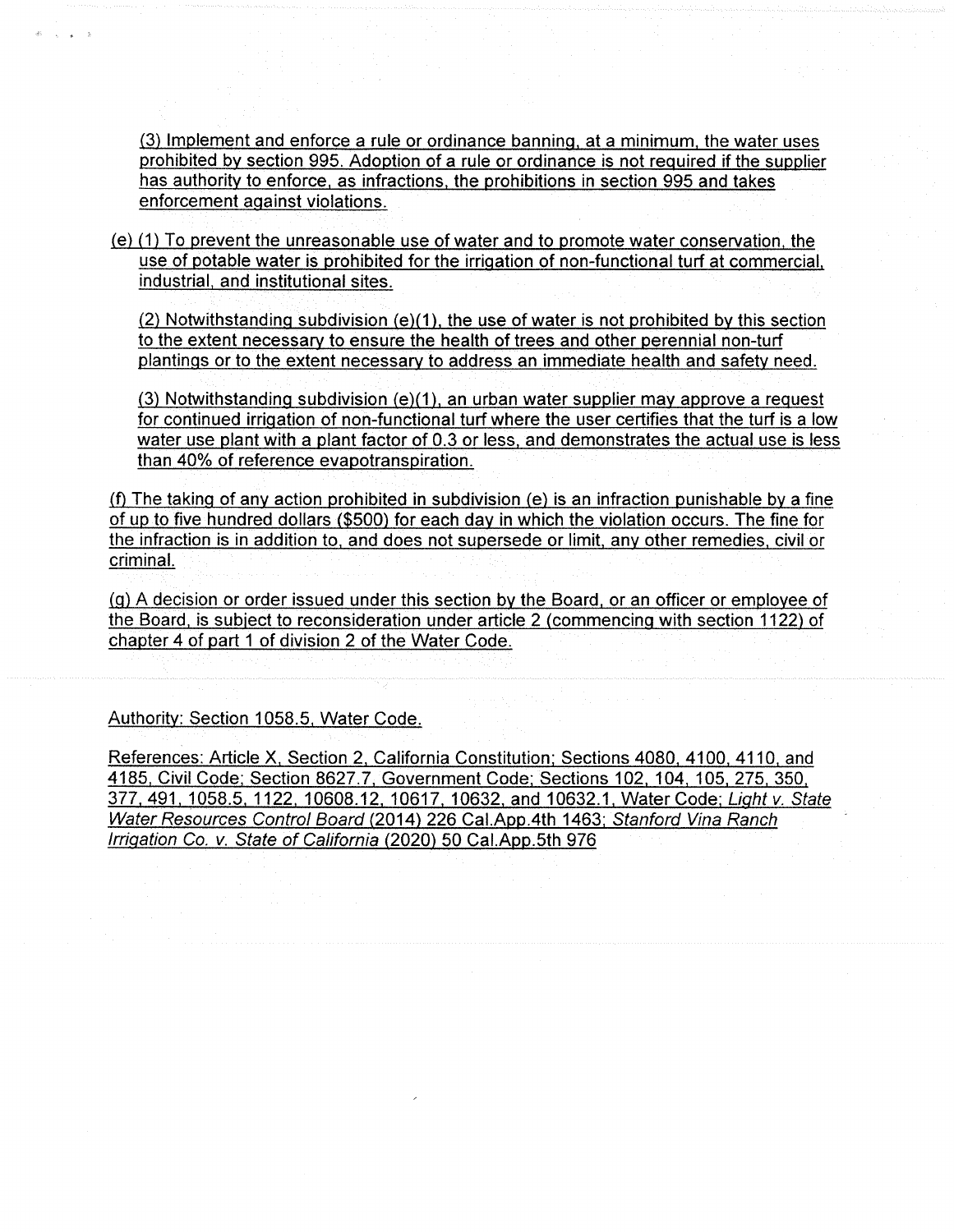(3) Implement and enforce a rule or ordinance banning, at a minimum, the water uses prohibited by section 995. Adoption of a rule or ordinance is not required if the supplier has authority to enforce, as infractions, the prohibitions in section 995 and takes enforcement against violations.

(e) (1) To prevent the unreasonable use of water and to promote water conservation, the use of potable water is prohibited for the irrigation of non-functional turf at commercial, industrial, and institutional sites.

(2) Notwithstanding subdivision (e)(1), the use of water is not prohibited by this section to the extent necessary to ensure the health of trees and other perennial non-turf plantings or to the extent necessary to address an immediate health and safety need.

(3) Notwithstanding subdivision (e)(1), an urban water supplier may approve a request for continued irrigation of non-functional turf where the user certifies that the turf is a low water use plant with a plant factor of 0.3 or less, and demonstrates the actual use is less than 40% of reference evapotranspiration.

(f) The taking of any action prohibited in subdivision (e) is an infraction punishable by a fine of up to five hundred dollars ($500) for each day in which the violation occurs. The fine for the infraction is in addition to, and does not supersede or limit, any other remedies, civil or criminal.

(g) A decision or order issued under this section by the Board, or an officer or employee of the Board, is subject to reconsideration under article 2 (commencing with section 1122) of chapter 4 of part 1 of division 2 of the Water Code.

Authority: Section 1058.5, Water Code.

References: Article X, Section 2, California Constitution; Sections 4080, 4100, 4110, and 4185, Civil Code; Section 8627.7, Government Code; Sections 102, 104, 105, 275, 350, 377, 491, 1058.5, 1122, 10608.12, 10617, 10632, and 10632.1, Water Code; *Light v. State Water Resources Control Board* (2014) 226 Cal.App.4th 1463; *Stanford Vina Ranch Irrigation Co. v. State of California* (2020) 50 Cal.App.5th 976